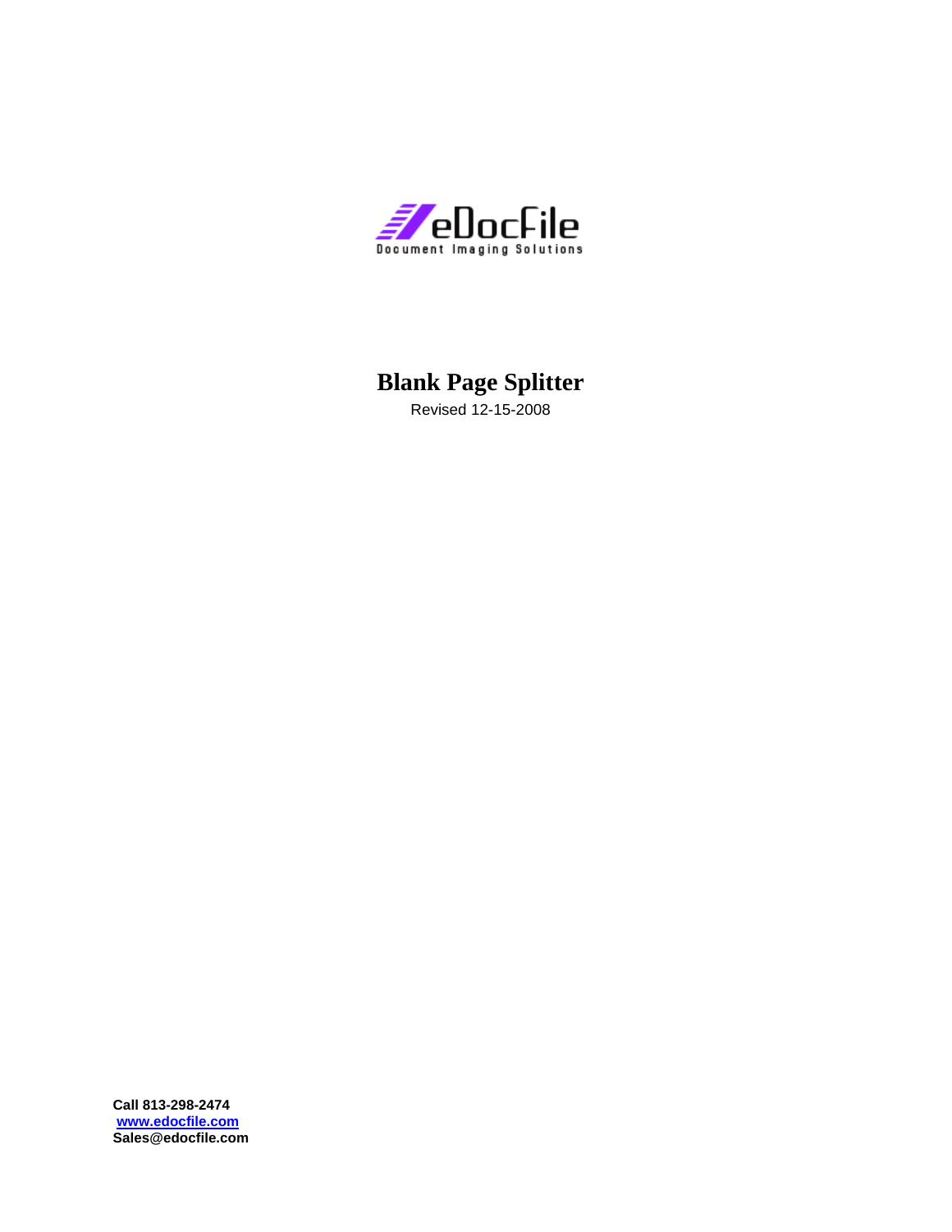eDocFile

Document Imaging Solutions

# Blank Page Splitter

Revised 12-15-2008

**Call 813-298-2474**
**www.edocfile.com**
**Sales@edocfile.com**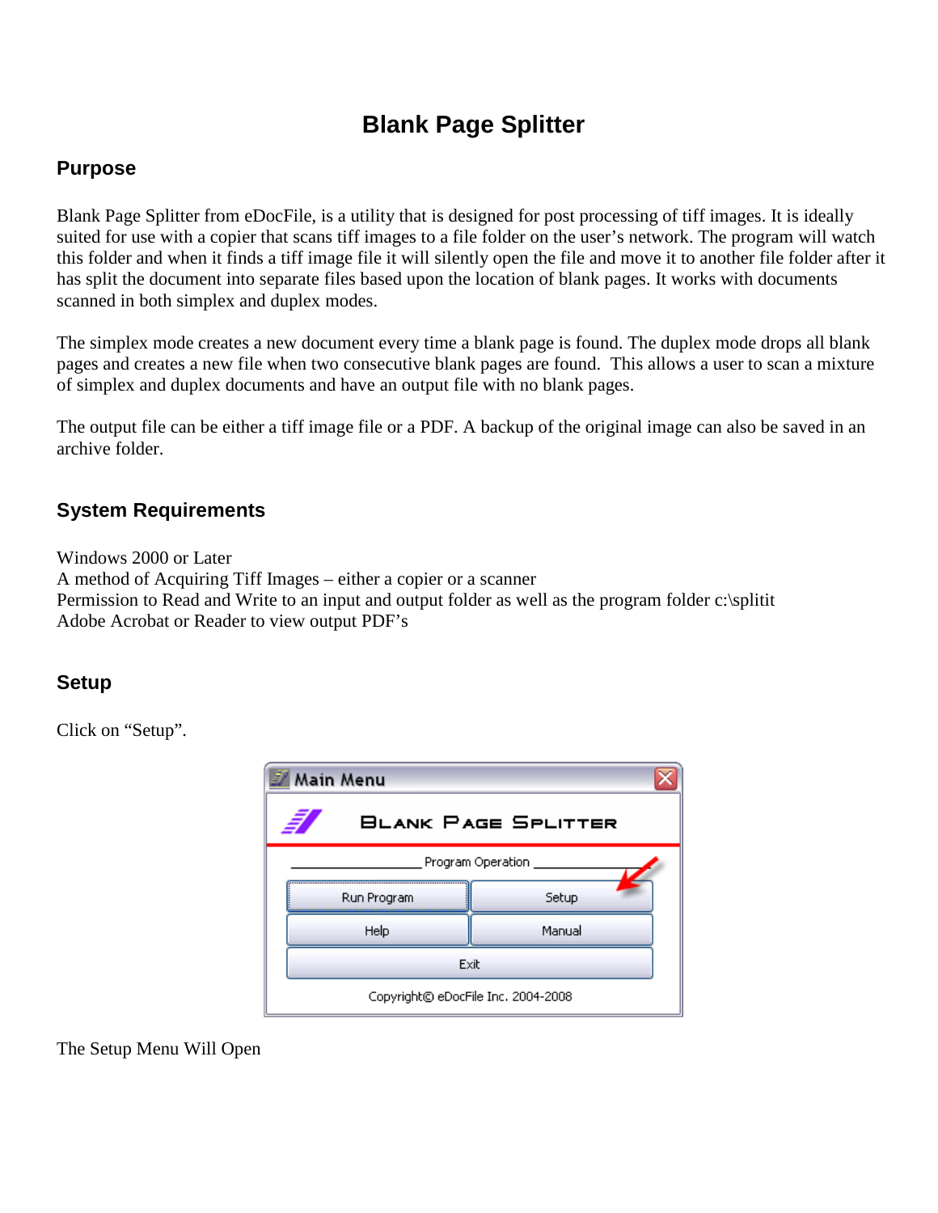# Blank Page Splitter

## Purpose

Blank Page Splitter from eDocFile, is a utility that is designed for post processing of tiff images. It is ideally suited for use with a copier that scans tiff images to a file folder on the user's network. The program will watch this folder and when it finds a tiff image file it will silently open the file and move it to another file folder after it has split the document into separate files based upon the location of blank pages. It works with documents scanned in both simplex and duplex modes.

The simplex mode creates a new document every time a blank page is found. The duplex mode drops all blank pages and creates a new file when two consecutive blank pages are found. This allows a user to scan a mixture of simplex and duplex documents and have an output file with no blank pages.

The output file can be either a tiff image file or a PDF. A backup of the original image can also be saved in an archive folder.

## System Requirements

Windows 2000 or Later
A method of Acquiring Tiff Images – either a copier or a scanner
Permission to Read and Write to an input and output folder as well as the program folder c:\splitit
Adobe Acrobat or Reader to view output PDF's

## Setup

Click on "Setup".

The Setup Menu Will Open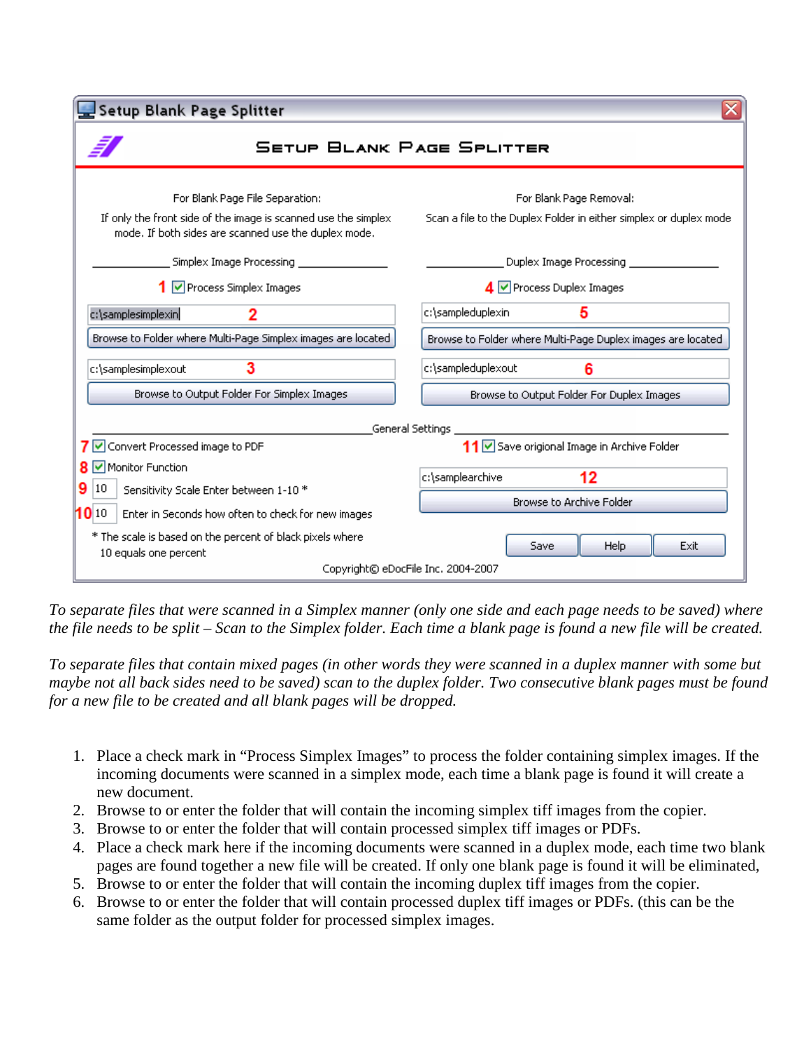**Setup Blank Page Splitter**

SETUP BLANK PAGE SPLITTER

For Blank Page File Separation:

If only the front side of the image is scanned use the simplex mode. If both sides are scanned use the duplex mode.

For Blank Page Removal:

Scan a file to the Duplex Folder in either simplex or duplex mode

Simplex Image Processing

1 ☑ Process Simplex Images

c:\samplesimplexin 2

Browse to Folder where Multi-Page Simplex images are located

c:\samplesimplexout 3

Browse to Output Folder For Simplex Images

Duplex Image Processing

4 ☑ Process Duplex Images

c:\sampleduplexin 5

Browse to Folder where Multi-Page Duplex images are located

c:\sampleduplexout 6

Browse to Output Folder For Duplex Images

General Settings

7 ☑ Convert Processed image to PDF

8 ☑ Monitor Function

9 10 Sensitivity Scale Enter between 1-10 *

10 10 Enter in Seconds how often to check for new images

* The scale is based on the percent of black pixels where 10 equals one percent

11 ☑ Save origional Image in Archive Folder

c:\samplearchive 12

Browse to Archive Folder

Save Help Exit

Copyright© eDocFile Inc. 2004-2007

*To separate files that were scanned in a Simplex manner (only one side and each page needs to be saved) where the file needs to be split – Scan to the Simplex folder. Each time a blank page is found a new file will be created.*

*To separate files that contain mixed pages (in other words they were scanned in a duplex manner with some but maybe not all back sides need to be saved) scan to the duplex folder. Two consecutive blank pages must be found for a new file to be created and all blank pages will be dropped.*

1. Place a check mark in "Process Simplex Images" to process the folder containing simplex images. If the incoming documents were scanned in a simplex mode, each time a blank page is found it will create a new document.
2. Browse to or enter the folder that will contain the incoming simplex tiff images from the copier.
3. Browse to or enter the folder that will contain processed simplex tiff images or PDFs.
4. Place a check mark here if the incoming documents were scanned in a duplex mode, each time two blank pages are found together a new file will be created. If only one blank page is found it will be eliminated,
5. Browse to or enter the folder that will contain the incoming duplex tiff images from the copier.
6. Browse to or enter the folder that will contain processed duplex tiff images or PDFs. (this can be the same folder as the output folder for processed simplex images.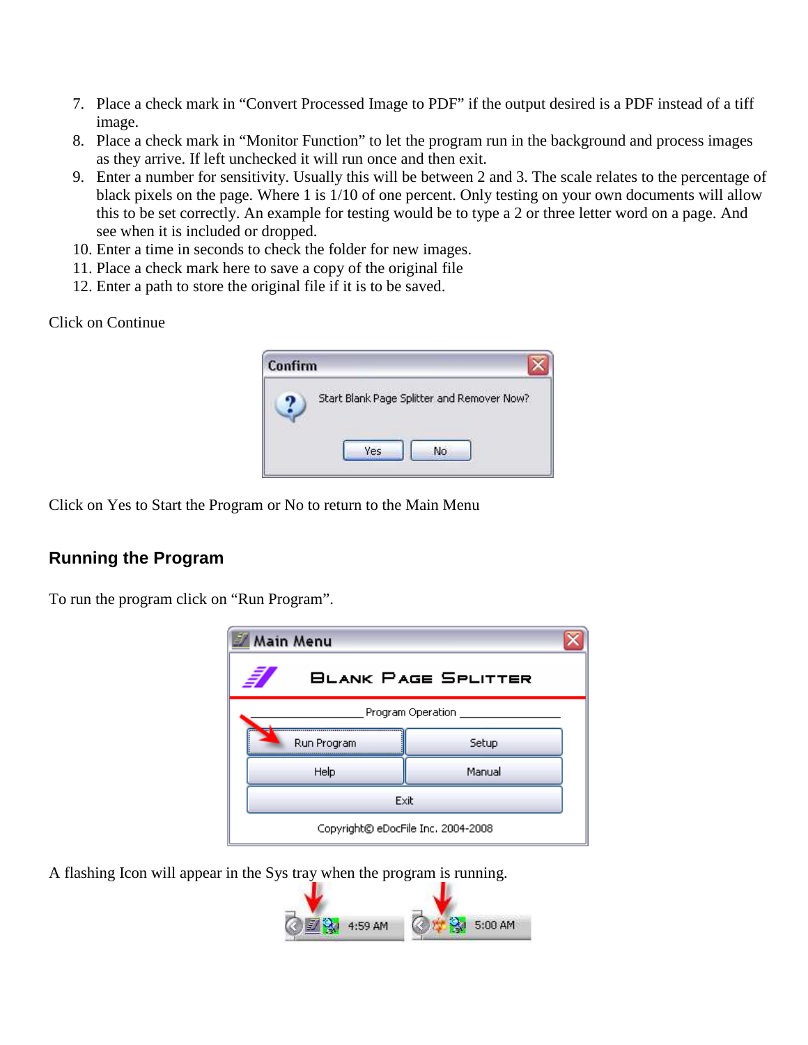7. Place a check mark in "Convert Processed Image to PDF" if the output desired is a PDF instead of a tiff image.
8. Place a check mark in "Monitor Function" to let the program run in the background and process images as they arrive. If left unchecked it will run once and then exit.
9. Enter a number for sensitivity. Usually this will be between 2 and 3. The scale relates to the percentage of black pixels on the page. Where 1 is 1/10 of one percent. Only testing on your own documents will allow this to be set correctly. An example for testing would be to type a 2 or three letter word on a page. And see when it is included or dropped.
10. Enter a time in seconds to check the folder for new images.
11. Place a check mark here to save a copy of the original file
12. Enter a path to store the original file if it is to be saved.

Click on Continue

Click on Yes to Start the Program or No to return to the Main Menu

## Running the Program

To run the program click on "Run Program".

A flashing Icon will appear in the Sys tray when the program is running.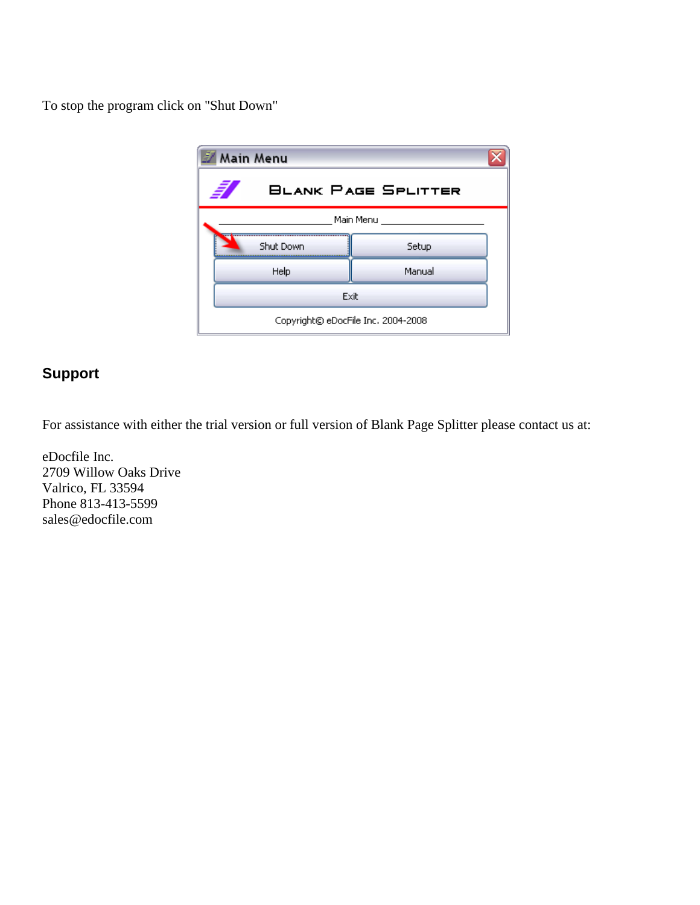To stop the program click on "Shut Down"

## Support

For assistance with either the trial version or full version of Blank Page Splitter please contact us at:

eDocfile Inc.  
2709 Willow Oaks Drive  
Valrico, FL 33594  
Phone 813-413-5599  
sales@edocfile.com